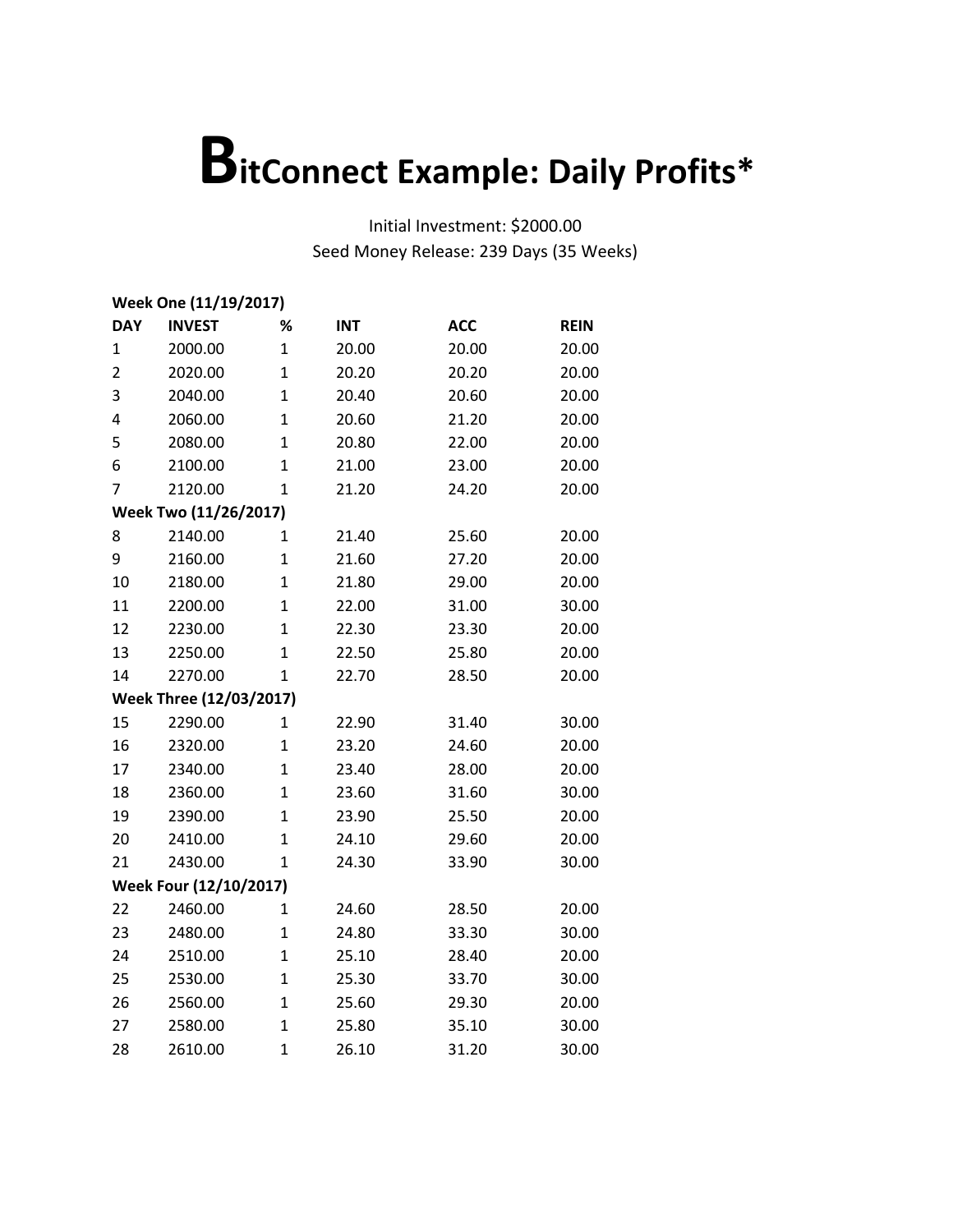# BitConnect Example: Daily Profits*

Initial Investment: $2000.00
Seed Money Release: 239 Days (35 Weeks)

| DAY | INVEST | % | INT | ACC | REIN |
|---|---|---|---|---|---|
| **Week One (11/19/2017)** | | | | | |
| 1 | 2000.00 | 1 | 20.00 | 20.00 | 20.00 |
| 2 | 2020.00 | 1 | 20.20 | 20.20 | 20.00 |
| 3 | 2040.00 | 1 | 20.40 | 20.60 | 20.00 |
| 4 | 2060.00 | 1 | 20.60 | 21.20 | 20.00 |
| 5 | 2080.00 | 1 | 20.80 | 22.00 | 20.00 |
| 6 | 2100.00 | 1 | 21.00 | 23.00 | 20.00 |
| 7 | 2120.00 | 1 | 21.20 | 24.20 | 20.00 |
| **Week Two (11/26/2017)** | | | | | |
| 8 | 2140.00 | 1 | 21.40 | 25.60 | 20.00 |
| 9 | 2160.00 | 1 | 21.60 | 27.20 | 20.00 |
| 10 | 2180.00 | 1 | 21.80 | 29.00 | 20.00 |
| 11 | 2200.00 | 1 | 22.00 | 31.00 | 30.00 |
| 12 | 2230.00 | 1 | 22.30 | 23.30 | 20.00 |
| 13 | 2250.00 | 1 | 22.50 | 25.80 | 20.00 |
| 14 | 2270.00 | 1 | 22.70 | 28.50 | 20.00 |
| **Week Three (12/03/2017)** | | | | | |
| 15 | 2290.00 | 1 | 22.90 | 31.40 | 30.00 |
| 16 | 2320.00 | 1 | 23.20 | 24.60 | 20.00 |
| 17 | 2340.00 | 1 | 23.40 | 28.00 | 20.00 |
| 18 | 2360.00 | 1 | 23.60 | 31.60 | 30.00 |
| 19 | 2390.00 | 1 | 23.90 | 25.50 | 20.00 |
| 20 | 2410.00 | 1 | 24.10 | 29.60 | 20.00 |
| 21 | 2430.00 | 1 | 24.30 | 33.90 | 30.00 |
| **Week Four (12/10/2017)** | | | | | |
| 22 | 2460.00 | 1 | 24.60 | 28.50 | 20.00 |
| 23 | 2480.00 | 1 | 24.80 | 33.30 | 30.00 |
| 24 | 2510.00 | 1 | 25.10 | 28.40 | 20.00 |
| 25 | 2530.00 | 1 | 25.30 | 33.70 | 30.00 |
| 26 | 2560.00 | 1 | 25.60 | 29.30 | 20.00 |
| 27 | 2580.00 | 1 | 25.80 | 35.10 | 30.00 |
| 28 | 2610.00 | 1 | 26.10 | 31.20 | 30.00 |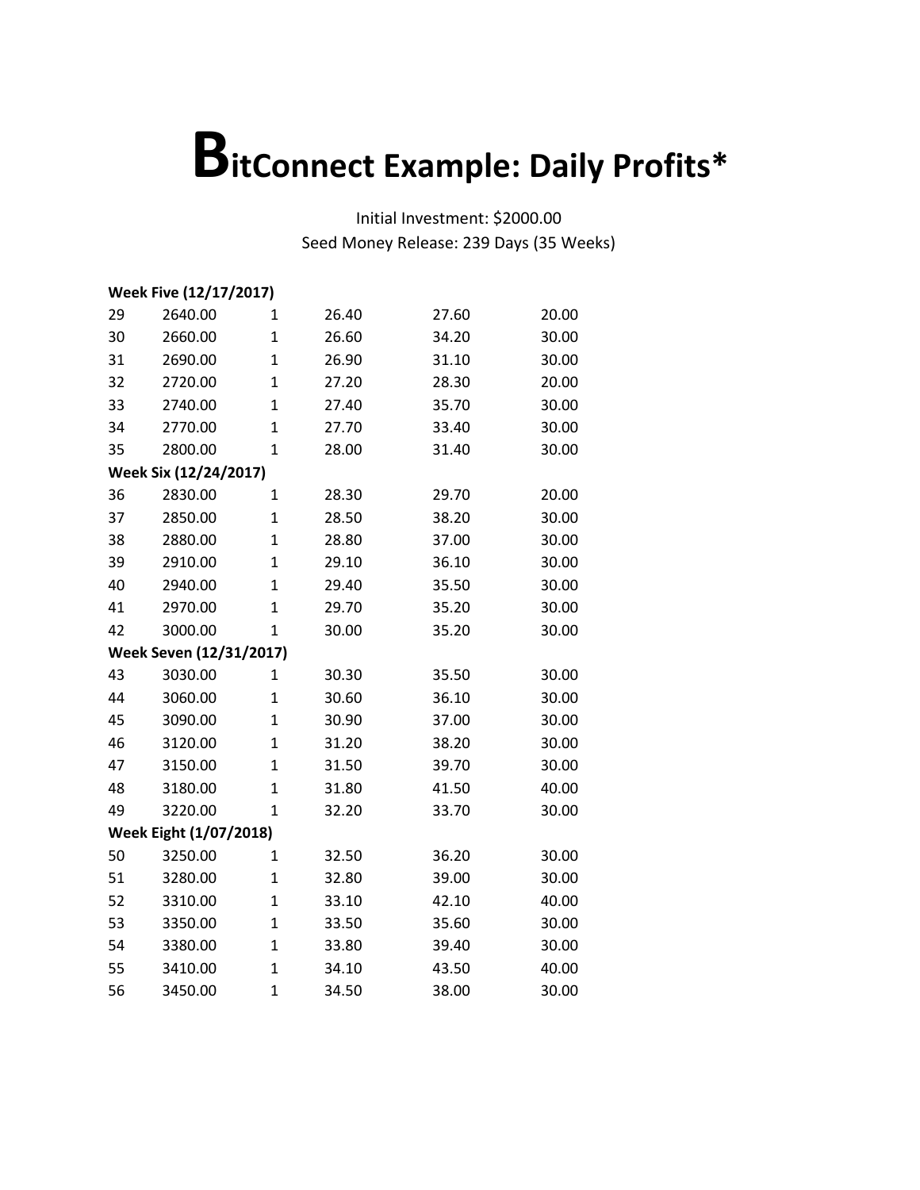# BitConnect Example: Daily Profits*

Initial Investment: $2000.00
Seed Money Release: 239 Days (35 Weeks)

| | | | | | |
|---|---|---|---|---|---|
| **Week Five (12/17/2017)** | | | | | |
| 29 | 2640.00 | 1 | 26.40 | 27.60 | 20.00 |
| 30 | 2660.00 | 1 | 26.60 | 34.20 | 30.00 |
| 31 | 2690.00 | 1 | 26.90 | 31.10 | 30.00 |
| 32 | 2720.00 | 1 | 27.20 | 28.30 | 20.00 |
| 33 | 2740.00 | 1 | 27.40 | 35.70 | 30.00 |
| 34 | 2770.00 | 1 | 27.70 | 33.40 | 30.00 |
| 35 | 2800.00 | 1 | 28.00 | 31.40 | 30.00 |
| **Week Six (12/24/2017)** | | | | | |
| 36 | 2830.00 | 1 | 28.30 | 29.70 | 20.00 |
| 37 | 2850.00 | 1 | 28.50 | 38.20 | 30.00 |
| 38 | 2880.00 | 1 | 28.80 | 37.00 | 30.00 |
| 39 | 2910.00 | 1 | 29.10 | 36.10 | 30.00 |
| 40 | 2940.00 | 1 | 29.40 | 35.50 | 30.00 |
| 41 | 2970.00 | 1 | 29.70 | 35.20 | 30.00 |
| 42 | 3000.00 | 1 | 30.00 | 35.20 | 30.00 |
| **Week Seven (12/31/2017)** | | | | | |
| 43 | 3030.00 | 1 | 30.30 | 35.50 | 30.00 |
| 44 | 3060.00 | 1 | 30.60 | 36.10 | 30.00 |
| 45 | 3090.00 | 1 | 30.90 | 37.00 | 30.00 |
| 46 | 3120.00 | 1 | 31.20 | 38.20 | 30.00 |
| 47 | 3150.00 | 1 | 31.50 | 39.70 | 30.00 |
| 48 | 3180.00 | 1 | 31.80 | 41.50 | 40.00 |
| 49 | 3220.00 | 1 | 32.20 | 33.70 | 30.00 |
| **Week Eight (1/07/2018)** | | | | | |
| 50 | 3250.00 | 1 | 32.50 | 36.20 | 30.00 |
| 51 | 3280.00 | 1 | 32.80 | 39.00 | 30.00 |
| 52 | 3310.00 | 1 | 33.10 | 42.10 | 40.00 |
| 53 | 3350.00 | 1 | 33.50 | 35.60 | 30.00 |
| 54 | 3380.00 | 1 | 33.80 | 39.40 | 30.00 |
| 55 | 3410.00 | 1 | 34.10 | 43.50 | 40.00 |
| 56 | 3450.00 | 1 | 34.50 | 38.00 | 30.00 |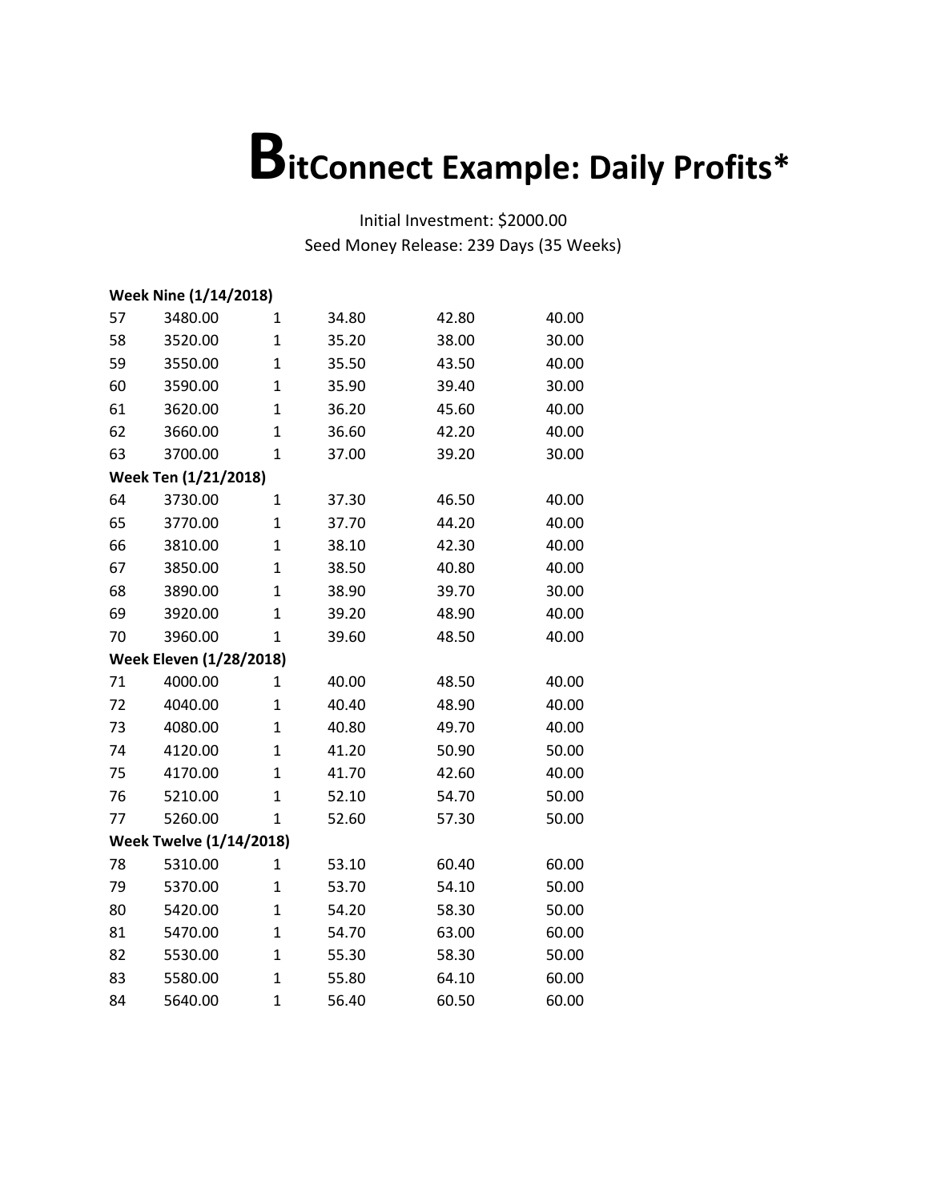# BitConnect Example: Daily Profits*

Initial Investment: $2000.00

Seed Money Release: 239 Days (35 Weeks)

| | | | | | |
|---|---|---|---|---|---|
| **Week Nine (1/14/2018)** | | | | | |
| 57 | 3480.00 | 1 | 34.80 | 42.80 | 40.00 |
| 58 | 3520.00 | 1 | 35.20 | 38.00 | 30.00 |
| 59 | 3550.00 | 1 | 35.50 | 43.50 | 40.00 |
| 60 | 3590.00 | 1 | 35.90 | 39.40 | 30.00 |
| 61 | 3620.00 | 1 | 36.20 | 45.60 | 40.00 |
| 62 | 3660.00 | 1 | 36.60 | 42.20 | 40.00 |
| 63 | 3700.00 | 1 | 37.00 | 39.20 | 30.00 |
| **Week Ten (1/21/2018)** | | | | | |
| 64 | 3730.00 | 1 | 37.30 | 46.50 | 40.00 |
| 65 | 3770.00 | 1 | 37.70 | 44.20 | 40.00 |
| 66 | 3810.00 | 1 | 38.10 | 42.30 | 40.00 |
| 67 | 3850.00 | 1 | 38.50 | 40.80 | 40.00 |
| 68 | 3890.00 | 1 | 38.90 | 39.70 | 30.00 |
| 69 | 3920.00 | 1 | 39.20 | 48.90 | 40.00 |
| 70 | 3960.00 | 1 | 39.60 | 48.50 | 40.00 |
| **Week Eleven (1/28/2018)** | | | | | |
| 71 | 4000.00 | 1 | 40.00 | 48.50 | 40.00 |
| 72 | 4040.00 | 1 | 40.40 | 48.90 | 40.00 |
| 73 | 4080.00 | 1 | 40.80 | 49.70 | 40.00 |
| 74 | 4120.00 | 1 | 41.20 | 50.90 | 50.00 |
| 75 | 4170.00 | 1 | 41.70 | 42.60 | 40.00 |
| 76 | 5210.00 | 1 | 52.10 | 54.70 | 50.00 |
| 77 | 5260.00 | 1 | 52.60 | 57.30 | 50.00 |
| **Week Twelve (1/14/2018)** | | | | | |
| 78 | 5310.00 | 1 | 53.10 | 60.40 | 60.00 |
| 79 | 5370.00 | 1 | 53.70 | 54.10 | 50.00 |
| 80 | 5420.00 | 1 | 54.20 | 58.30 | 50.00 |
| 81 | 5470.00 | 1 | 54.70 | 63.00 | 60.00 |
| 82 | 5530.00 | 1 | 55.30 | 58.30 | 50.00 |
| 83 | 5580.00 | 1 | 55.80 | 64.10 | 60.00 |
| 84 | 5640.00 | 1 | 56.40 | 60.50 | 60.00 |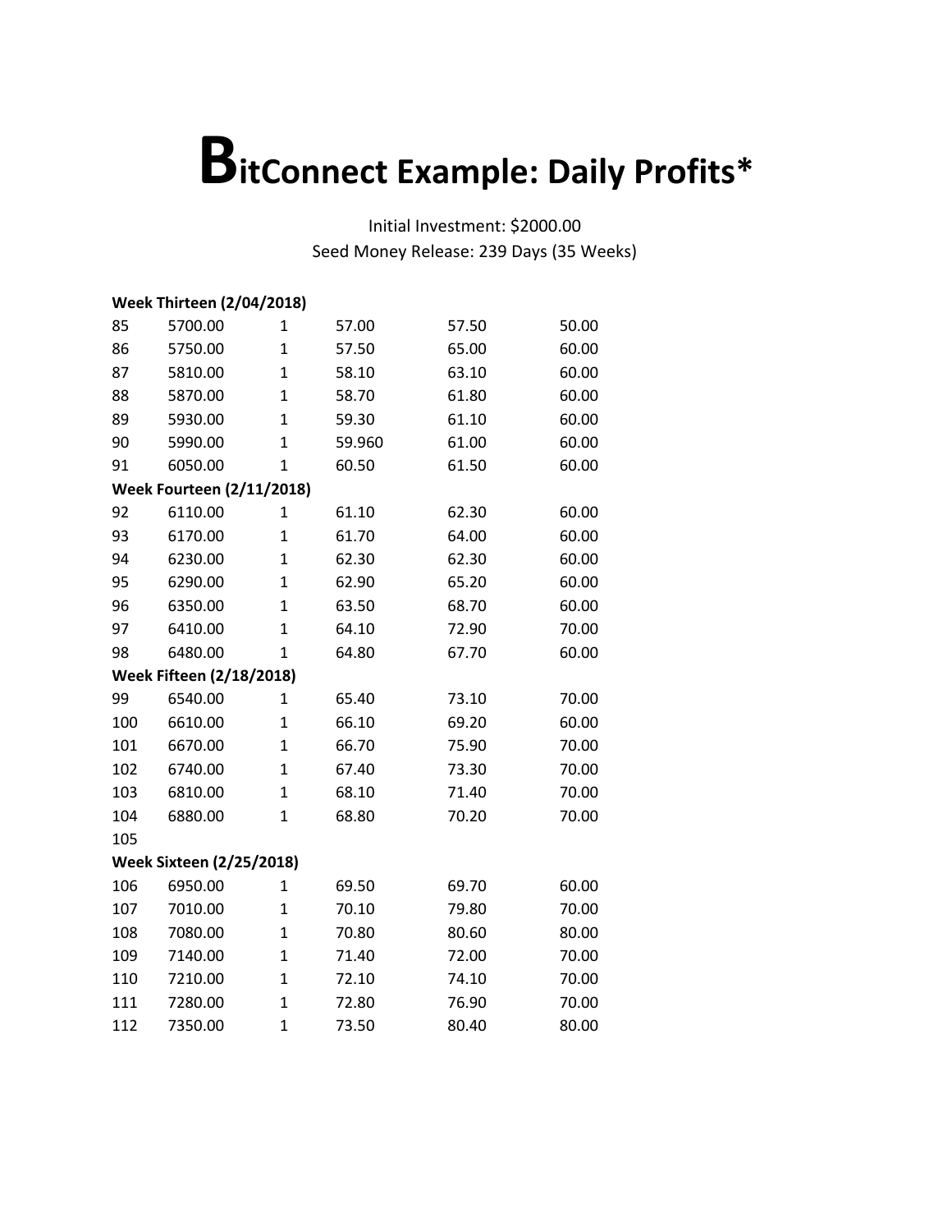# BitConnect Example: Daily Profits*

Initial Investment: $2000.00

Seed Money Release: 239 Days (35 Weeks)

| | | | | | |
|---|---|---|---|---|---|
| **Week Thirteen (2/04/2018)** | | | | | |
| 85 | 5700.00 | 1 | 57.00 | 57.50 | 50.00 |
| 86 | 5750.00 | 1 | 57.50 | 65.00 | 60.00 |
| 87 | 5810.00 | 1 | 58.10 | 63.10 | 60.00 |
| 88 | 5870.00 | 1 | 58.70 | 61.80 | 60.00 |
| 89 | 5930.00 | 1 | 59.30 | 61.10 | 60.00 |
| 90 | 5990.00 | 1 | 59.960 | 61.00 | 60.00 |
| 91 | 6050.00 | 1 | 60.50 | 61.50 | 60.00 |
| **Week Fourteen (2/11/2018)** | | | | | |
| 92 | 6110.00 | 1 | 61.10 | 62.30 | 60.00 |
| 93 | 6170.00 | 1 | 61.70 | 64.00 | 60.00 |
| 94 | 6230.00 | 1 | 62.30 | 62.30 | 60.00 |
| 95 | 6290.00 | 1 | 62.90 | 65.20 | 60.00 |
| 96 | 6350.00 | 1 | 63.50 | 68.70 | 60.00 |
| 97 | 6410.00 | 1 | 64.10 | 72.90 | 70.00 |
| 98 | 6480.00 | 1 | 64.80 | 67.70 | 60.00 |
| **Week Fifteen (2/18/2018)** | | | | | |
| 99 | 6540.00 | 1 | 65.40 | 73.10 | 70.00 |
| 100 | 6610.00 | 1 | 66.10 | 69.20 | 60.00 |
| 101 | 6670.00 | 1 | 66.70 | 75.90 | 70.00 |
| 102 | 6740.00 | 1 | 67.40 | 73.30 | 70.00 |
| 103 | 6810.00 | 1 | 68.10 | 71.40 | 70.00 |
| 104 | 6880.00 | 1 | 68.80 | 70.20 | 70.00 |
| 105 | | | | | |
| **Week Sixteen (2/25/2018)** | | | | | |
| 106 | 6950.00 | 1 | 69.50 | 69.70 | 60.00 |
| 107 | 7010.00 | 1 | 70.10 | 79.80 | 70.00 |
| 108 | 7080.00 | 1 | 70.80 | 80.60 | 80.00 |
| 109 | 7140.00 | 1 | 71.40 | 72.00 | 70.00 |
| 110 | 7210.00 | 1 | 72.10 | 74.10 | 70.00 |
| 111 | 7280.00 | 1 | 72.80 | 76.90 | 70.00 |
| 112 | 7350.00 | 1 | 73.50 | 80.40 | 80.00 |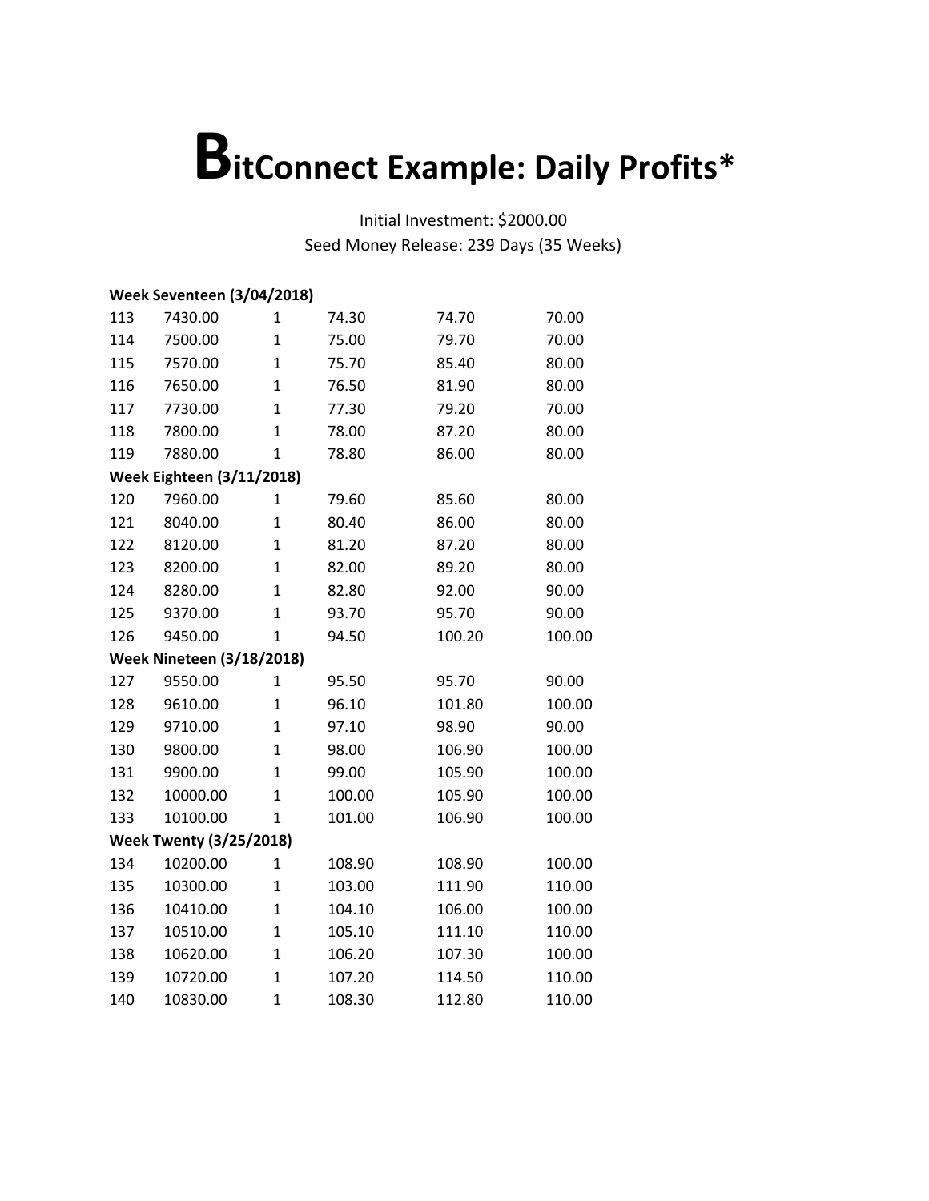# BitConnect Example: Daily Profits*

Initial Investment: $2000.00

Seed Money Release: 239 Days (35 Weeks)

| | | | | | |
|---|---|---|---|---|---|
| **Week Seventeen (3/04/2018)** | | | | | |
| 113 | 7430.00 | 1 | 74.30 | 74.70 | 70.00 |
| 114 | 7500.00 | 1 | 75.00 | 79.70 | 70.00 |
| 115 | 7570.00 | 1 | 75.70 | 85.40 | 80.00 |
| 116 | 7650.00 | 1 | 76.50 | 81.90 | 80.00 |
| 117 | 7730.00 | 1 | 77.30 | 79.20 | 70.00 |
| 118 | 7800.00 | 1 | 78.00 | 87.20 | 80.00 |
| 119 | 7880.00 | 1 | 78.80 | 86.00 | 80.00 |
| **Week Eighteen (3/11/2018)** | | | | | |
| 120 | 7960.00 | 1 | 79.60 | 85.60 | 80.00 |
| 121 | 8040.00 | 1 | 80.40 | 86.00 | 80.00 |
| 122 | 8120.00 | 1 | 81.20 | 87.20 | 80.00 |
| 123 | 8200.00 | 1 | 82.00 | 89.20 | 80.00 |
| 124 | 8280.00 | 1 | 82.80 | 92.00 | 90.00 |
| 125 | 9370.00 | 1 | 93.70 | 95.70 | 90.00 |
| 126 | 9450.00 | 1 | 94.50 | 100.20 | 100.00 |
| **Week Nineteen (3/18/2018)** | | | | | |
| 127 | 9550.00 | 1 | 95.50 | 95.70 | 90.00 |
| 128 | 9610.00 | 1 | 96.10 | 101.80 | 100.00 |
| 129 | 9710.00 | 1 | 97.10 | 98.90 | 90.00 |
| 130 | 9800.00 | 1 | 98.00 | 106.90 | 100.00 |
| 131 | 9900.00 | 1 | 99.00 | 105.90 | 100.00 |
| 132 | 10000.00 | 1 | 100.00 | 105.90 | 100.00 |
| 133 | 10100.00 | 1 | 101.00 | 106.90 | 100.00 |
| **Week Twenty (3/25/2018)** | | | | | |
| 134 | 10200.00 | 1 | 108.90 | 108.90 | 100.00 |
| 135 | 10300.00 | 1 | 103.00 | 111.90 | 110.00 |
| 136 | 10410.00 | 1 | 104.10 | 106.00 | 100.00 |
| 137 | 10510.00 | 1 | 105.10 | 111.10 | 110.00 |
| 138 | 10620.00 | 1 | 106.20 | 107.30 | 100.00 |
| 139 | 10720.00 | 1 | 107.20 | 114.50 | 110.00 |
| 140 | 10830.00 | 1 | 108.30 | 112.80 | 110.00 |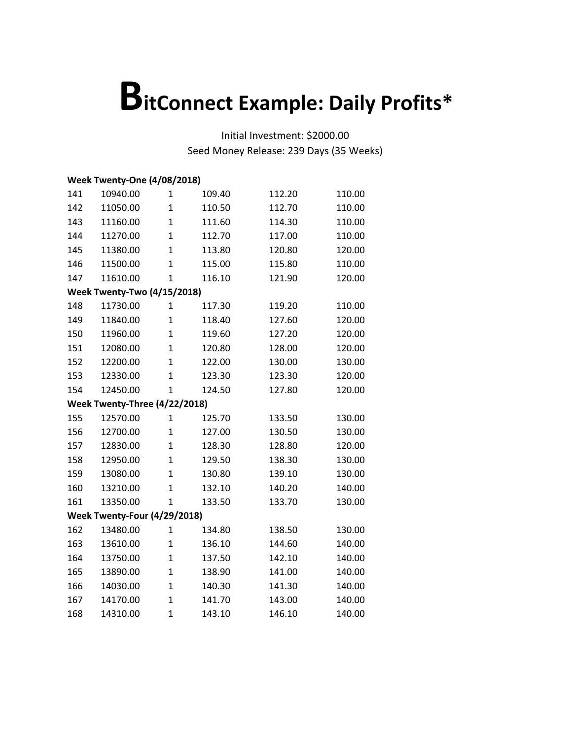# BitConnect Example: Daily Profits*

Initial Investment: $2000.00

Seed Money Release: 239 Days (35 Weeks)

**Week Twenty-One (4/08/2018)**

| | | | | | |
|---|---|---|---|---|---|
| 141 | 10940.00 | 1 | 109.40 | 112.20 | 110.00 |
| 142 | 11050.00 | 1 | 110.50 | 112.70 | 110.00 |
| 143 | 11160.00 | 1 | 111.60 | 114.30 | 110.00 |
| 144 | 11270.00 | 1 | 112.70 | 117.00 | 110.00 |
| 145 | 11380.00 | 1 | 113.80 | 120.80 | 120.00 |
| 146 | 11500.00 | 1 | 115.00 | 115.80 | 110.00 |
| 147 | 11610.00 | 1 | 116.10 | 121.90 | 120.00 |

**Week Twenty-Two (4/15/2018)**

| | | | | | |
|---|---|---|---|---|---|
| 148 | 11730.00 | 1 | 117.30 | 119.20 | 110.00 |
| 149 | 11840.00 | 1 | 118.40 | 127.60 | 120.00 |
| 150 | 11960.00 | 1 | 119.60 | 127.20 | 120.00 |
| 151 | 12080.00 | 1 | 120.80 | 128.00 | 120.00 |
| 152 | 12200.00 | 1 | 122.00 | 130.00 | 130.00 |
| 153 | 12330.00 | 1 | 123.30 | 123.30 | 120.00 |
| 154 | 12450.00 | 1 | 124.50 | 127.80 | 120.00 |

**Week Twenty-Three (4/22/2018)**

| | | | | | |
|---|---|---|---|---|---|
| 155 | 12570.00 | 1 | 125.70 | 133.50 | 130.00 |
| 156 | 12700.00 | 1 | 127.00 | 130.50 | 130.00 |
| 157 | 12830.00 | 1 | 128.30 | 128.80 | 120.00 |
| 158 | 12950.00 | 1 | 129.50 | 138.30 | 130.00 |
| 159 | 13080.00 | 1 | 130.80 | 139.10 | 130.00 |
| 160 | 13210.00 | 1 | 132.10 | 140.20 | 140.00 |
| 161 | 13350.00 | 1 | 133.50 | 133.70 | 130.00 |

**Week Twenty-Four (4/29/2018)**

| | | | | | |
|---|---|---|---|---|---|
| 162 | 13480.00 | 1 | 134.80 | 138.50 | 130.00 |
| 163 | 13610.00 | 1 | 136.10 | 144.60 | 140.00 |
| 164 | 13750.00 | 1 | 137.50 | 142.10 | 140.00 |
| 165 | 13890.00 | 1 | 138.90 | 141.00 | 140.00 |
| 166 | 14030.00 | 1 | 140.30 | 141.30 | 140.00 |
| 167 | 14170.00 | 1 | 141.70 | 143.00 | 140.00 |
| 168 | 14310.00 | 1 | 143.10 | 146.10 | 140.00 |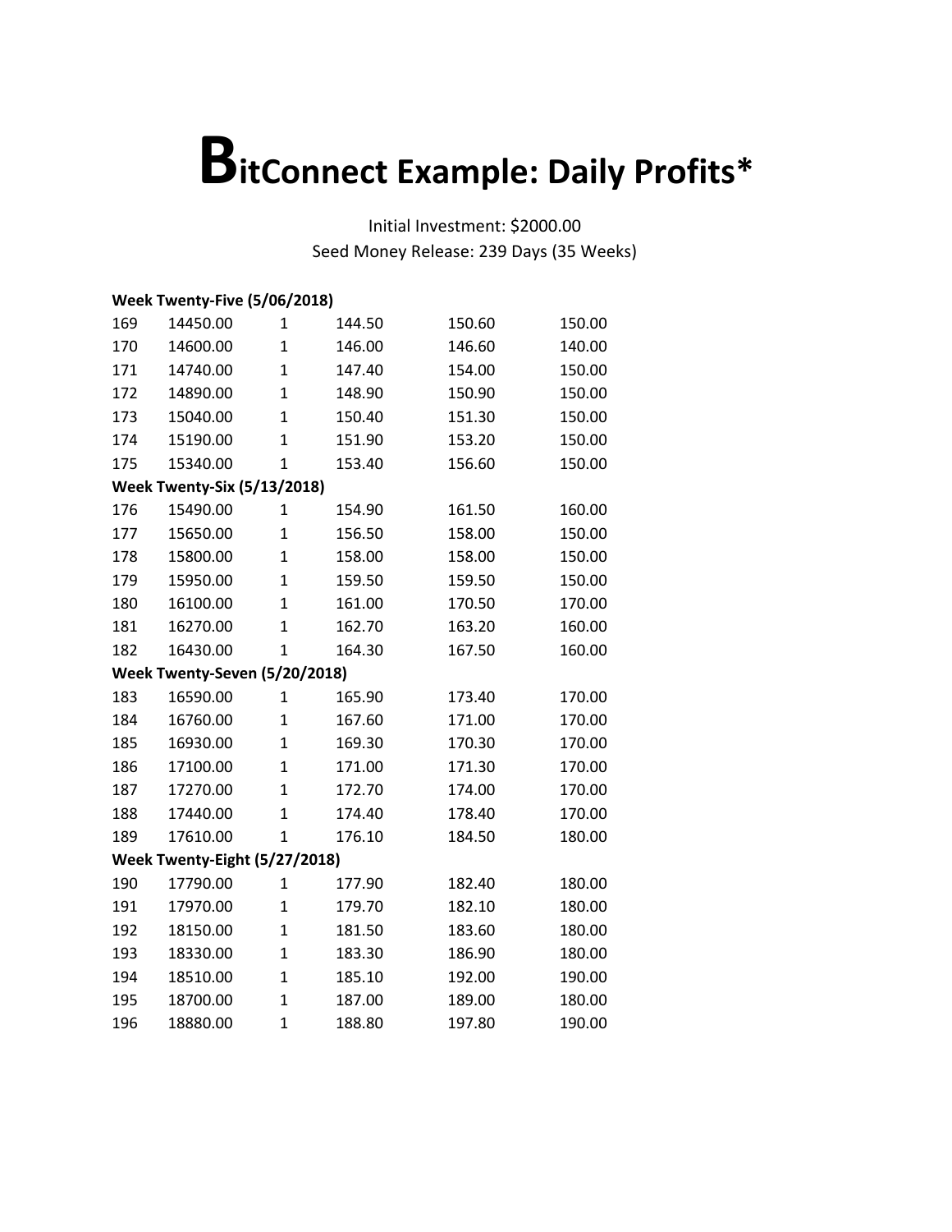# BitConnect Example: Daily Profits*

Initial Investment: $2000.00

Seed Money Release: 239 Days (35 Weeks)

| | | | | | |
|---|---|---|---|---|---|
| **Week Twenty-Five (5/06/2018)** | | | | | |
| 169 | 14450.00 | 1 | 144.50 | 150.60 | 150.00 |
| 170 | 14600.00 | 1 | 146.00 | 146.60 | 140.00 |
| 171 | 14740.00 | 1 | 147.40 | 154.00 | 150.00 |
| 172 | 14890.00 | 1 | 148.90 | 150.90 | 150.00 |
| 173 | 15040.00 | 1 | 150.40 | 151.30 | 150.00 |
| 174 | 15190.00 | 1 | 151.90 | 153.20 | 150.00 |
| 175 | 15340.00 | 1 | 153.40 | 156.60 | 150.00 |
| **Week Twenty-Six (5/13/2018)** | | | | | |
| 176 | 15490.00 | 1 | 154.90 | 161.50 | 160.00 |
| 177 | 15650.00 | 1 | 156.50 | 158.00 | 150.00 |
| 178 | 15800.00 | 1 | 158.00 | 158.00 | 150.00 |
| 179 | 15950.00 | 1 | 159.50 | 159.50 | 150.00 |
| 180 | 16100.00 | 1 | 161.00 | 170.50 | 170.00 |
| 181 | 16270.00 | 1 | 162.70 | 163.20 | 160.00 |
| 182 | 16430.00 | 1 | 164.30 | 167.50 | 160.00 |
| **Week Twenty-Seven (5/20/2018)** | | | | | |
| 183 | 16590.00 | 1 | 165.90 | 173.40 | 170.00 |
| 184 | 16760.00 | 1 | 167.60 | 171.00 | 170.00 |
| 185 | 16930.00 | 1 | 169.30 | 170.30 | 170.00 |
| 186 | 17100.00 | 1 | 171.00 | 171.30 | 170.00 |
| 187 | 17270.00 | 1 | 172.70 | 174.00 | 170.00 |
| 188 | 17440.00 | 1 | 174.40 | 178.40 | 170.00 |
| 189 | 17610.00 | 1 | 176.10 | 184.50 | 180.00 |
| **Week Twenty-Eight (5/27/2018)** | | | | | |
| 190 | 17790.00 | 1 | 177.90 | 182.40 | 180.00 |
| 191 | 17970.00 | 1 | 179.70 | 182.10 | 180.00 |
| 192 | 18150.00 | 1 | 181.50 | 183.60 | 180.00 |
| 193 | 18330.00 | 1 | 183.30 | 186.90 | 180.00 |
| 194 | 18510.00 | 1 | 185.10 | 192.00 | 190.00 |
| 195 | 18700.00 | 1 | 187.00 | 189.00 | 180.00 |
| 196 | 18880.00 | 1 | 188.80 | 197.80 | 190.00 |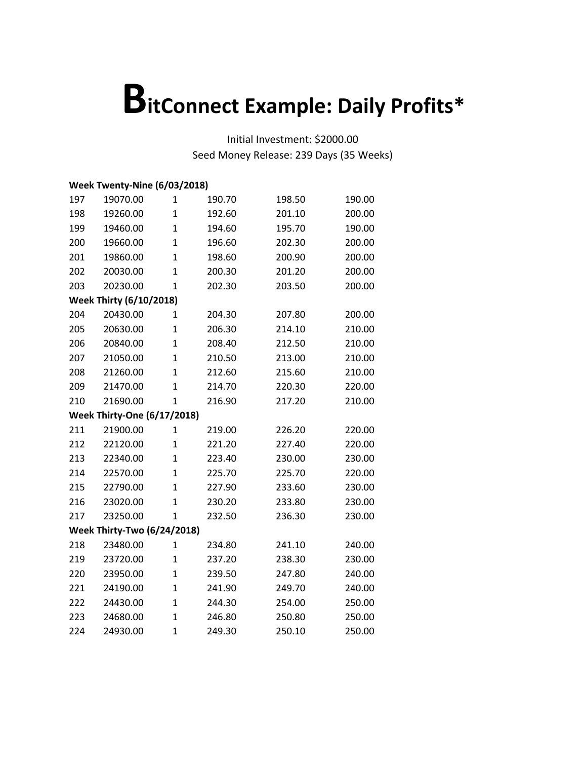# BitConnect Example: Daily Profits*

Initial Investment: $2000.00
Seed Money Release: 239 Days (35 Weeks)

| | | | | | |
|---|---|---|---|---|---|
| **Week Twenty-Nine (6/03/2018)** | | | | | |
| 197 | 19070.00 | 1 | 190.70 | 198.50 | 190.00 |
| 198 | 19260.00 | 1 | 192.60 | 201.10 | 200.00 |
| 199 | 19460.00 | 1 | 194.60 | 195.70 | 190.00 |
| 200 | 19660.00 | 1 | 196.60 | 202.30 | 200.00 |
| 201 | 19860.00 | 1 | 198.60 | 200.90 | 200.00 |
| 202 | 20030.00 | 1 | 200.30 | 201.20 | 200.00 |
| 203 | 20230.00 | 1 | 202.30 | 203.50 | 200.00 |
| **Week Thirty (6/10/2018)** | | | | | |
| 204 | 20430.00 | 1 | 204.30 | 207.80 | 200.00 |
| 205 | 20630.00 | 1 | 206.30 | 214.10 | 210.00 |
| 206 | 20840.00 | 1 | 208.40 | 212.50 | 210.00 |
| 207 | 21050.00 | 1 | 210.50 | 213.00 | 210.00 |
| 208 | 21260.00 | 1 | 212.60 | 215.60 | 210.00 |
| 209 | 21470.00 | 1 | 214.70 | 220.30 | 220.00 |
| 210 | 21690.00 | 1 | 216.90 | 217.20 | 210.00 |
| **Week Thirty-One (6/17/2018)** | | | | | |
| 211 | 21900.00 | 1 | 219.00 | 226.20 | 220.00 |
| 212 | 22120.00 | 1 | 221.20 | 227.40 | 220.00 |
| 213 | 22340.00 | 1 | 223.40 | 230.00 | 230.00 |
| 214 | 22570.00 | 1 | 225.70 | 225.70 | 220.00 |
| 215 | 22790.00 | 1 | 227.90 | 233.60 | 230.00 |
| 216 | 23020.00 | 1 | 230.20 | 233.80 | 230.00 |
| 217 | 23250.00 | 1 | 232.50 | 236.30 | 230.00 |
| **Week Thirty-Two (6/24/2018)** | | | | | |
| 218 | 23480.00 | 1 | 234.80 | 241.10 | 240.00 |
| 219 | 23720.00 | 1 | 237.20 | 238.30 | 230.00 |
| 220 | 23950.00 | 1 | 239.50 | 247.80 | 240.00 |
| 221 | 24190.00 | 1 | 241.90 | 249.70 | 240.00 |
| 222 | 24430.00 | 1 | 244.30 | 254.00 | 250.00 |
| 223 | 24680.00 | 1 | 246.80 | 250.80 | 250.00 |
| 224 | 24930.00 | 1 | 249.30 | 250.10 | 250.00 |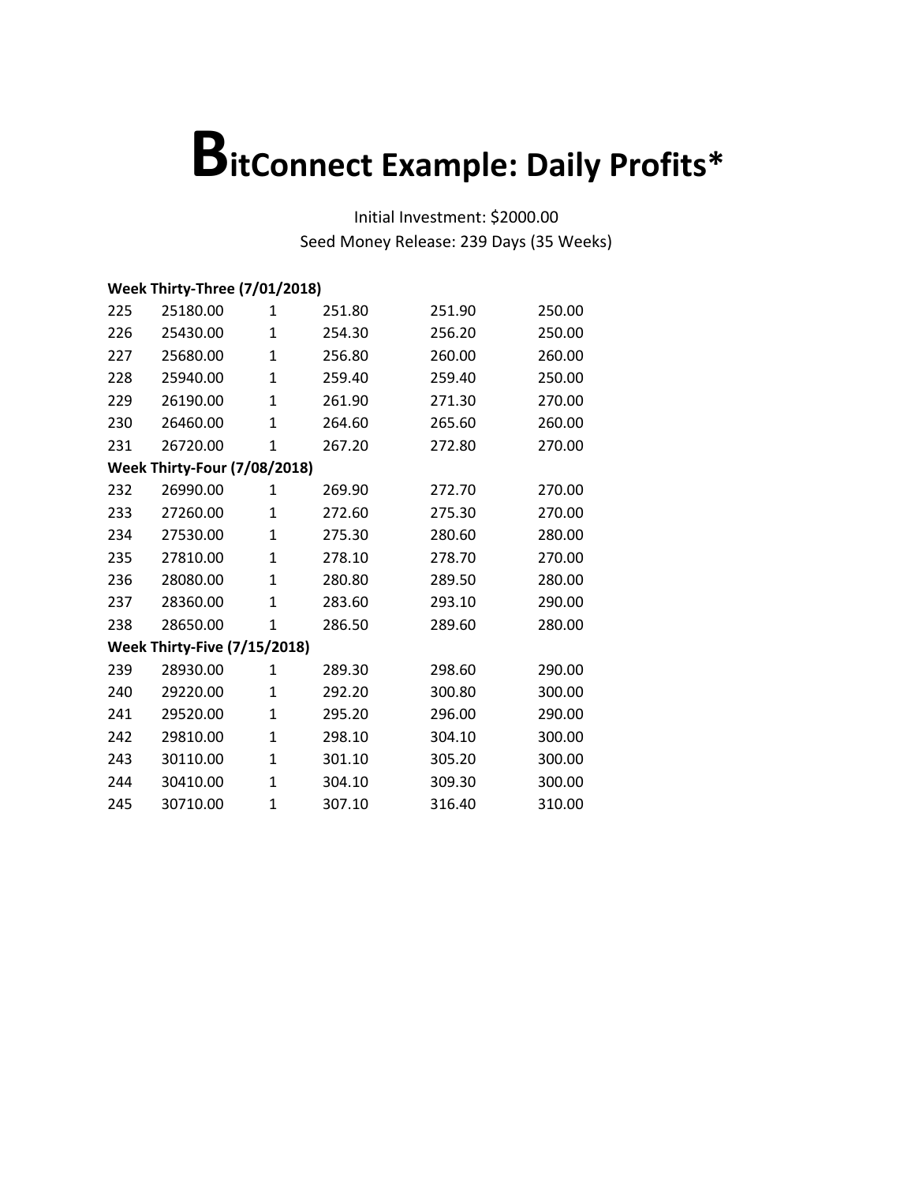# BitConnect Example: Daily Profits*

Initial Investment: $2000.00
Seed Money Release: 239 Days (35 Weeks)

| | | | | | |
|---|---|---|---|---|---|
| **Week Thirty-Three (7/01/2018)** | | | | | |
| 225 | 25180.00 | 1 | 251.80 | 251.90 | 250.00 |
| 226 | 25430.00 | 1 | 254.30 | 256.20 | 250.00 |
| 227 | 25680.00 | 1 | 256.80 | 260.00 | 260.00 |
| 228 | 25940.00 | 1 | 259.40 | 259.40 | 250.00 |
| 229 | 26190.00 | 1 | 261.90 | 271.30 | 270.00 |
| 230 | 26460.00 | 1 | 264.60 | 265.60 | 260.00 |
| 231 | 26720.00 | 1 | 267.20 | 272.80 | 270.00 |
| **Week Thirty-Four (7/08/2018)** | | | | | |
| 232 | 26990.00 | 1 | 269.90 | 272.70 | 270.00 |
| 233 | 27260.00 | 1 | 272.60 | 275.30 | 270.00 |
| 234 | 27530.00 | 1 | 275.30 | 280.60 | 280.00 |
| 235 | 27810.00 | 1 | 278.10 | 278.70 | 270.00 |
| 236 | 28080.00 | 1 | 280.80 | 289.50 | 280.00 |
| 237 | 28360.00 | 1 | 283.60 | 293.10 | 290.00 |
| 238 | 28650.00 | 1 | 286.50 | 289.60 | 280.00 |
| **Week Thirty-Five (7/15/2018)** | | | | | |
| 239 | 28930.00 | 1 | 289.30 | 298.60 | 290.00 |
| 240 | 29220.00 | 1 | 292.20 | 300.80 | 300.00 |
| 241 | 29520.00 | 1 | 295.20 | 296.00 | 290.00 |
| 242 | 29810.00 | 1 | 298.10 | 304.10 | 300.00 |
| 243 | 30110.00 | 1 | 301.10 | 305.20 | 300.00 |
| 244 | 30410.00 | 1 | 304.10 | 309.30 | 300.00 |
| 245 | 30710.00 | 1 | 307.10 | 316.40 | 310.00 |